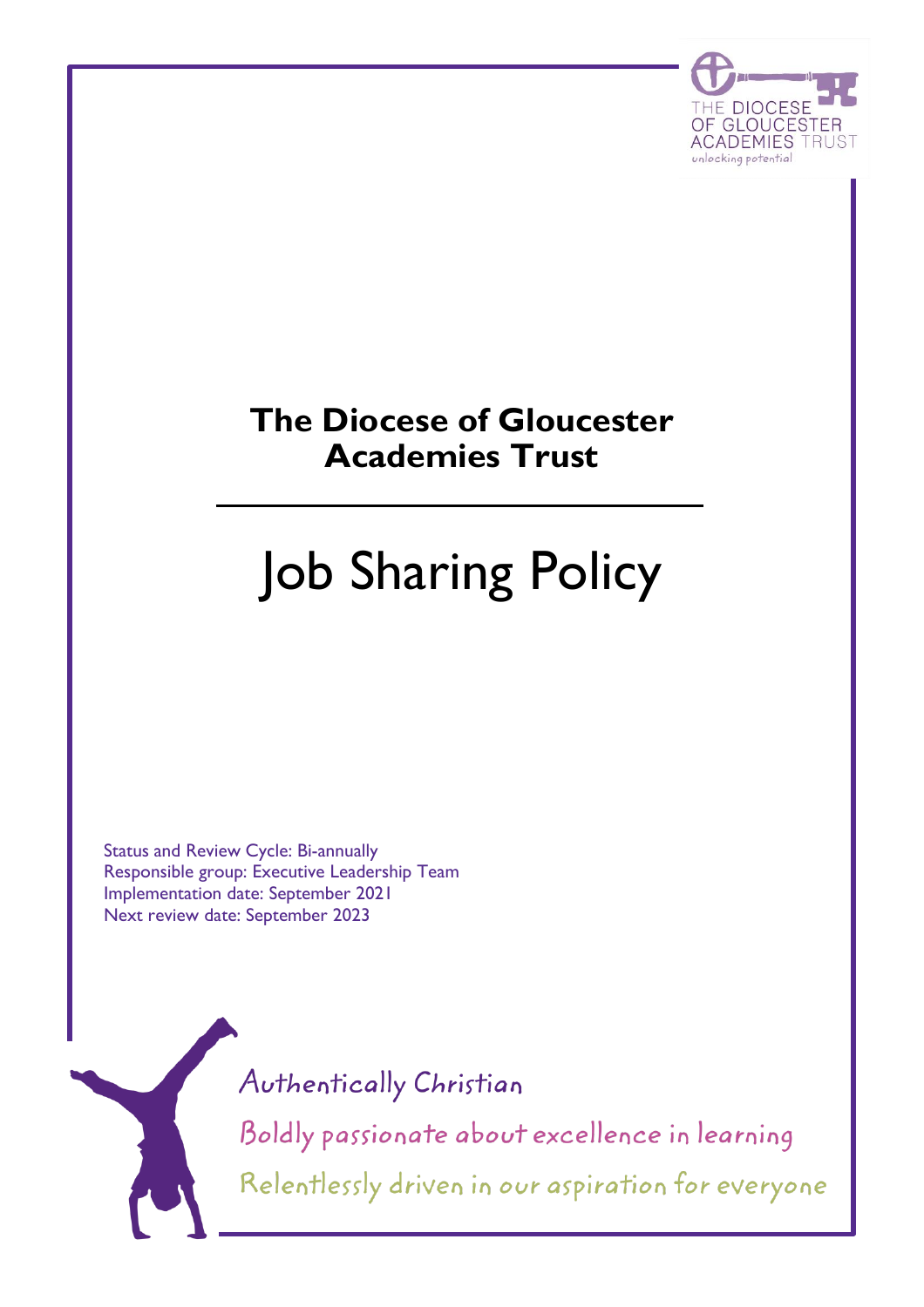# The Diocese of Gloucester Academies Trust

# Job Sharing Policy

Status and Review Cycle: Bi-annually
Responsible group: Executive Leadership Team
Implementation date: September 2021
Next review date: September 2023

Authentically Christian

Boldly passionate about excellence in learning

Relentlessly driven in our aspiration for everyone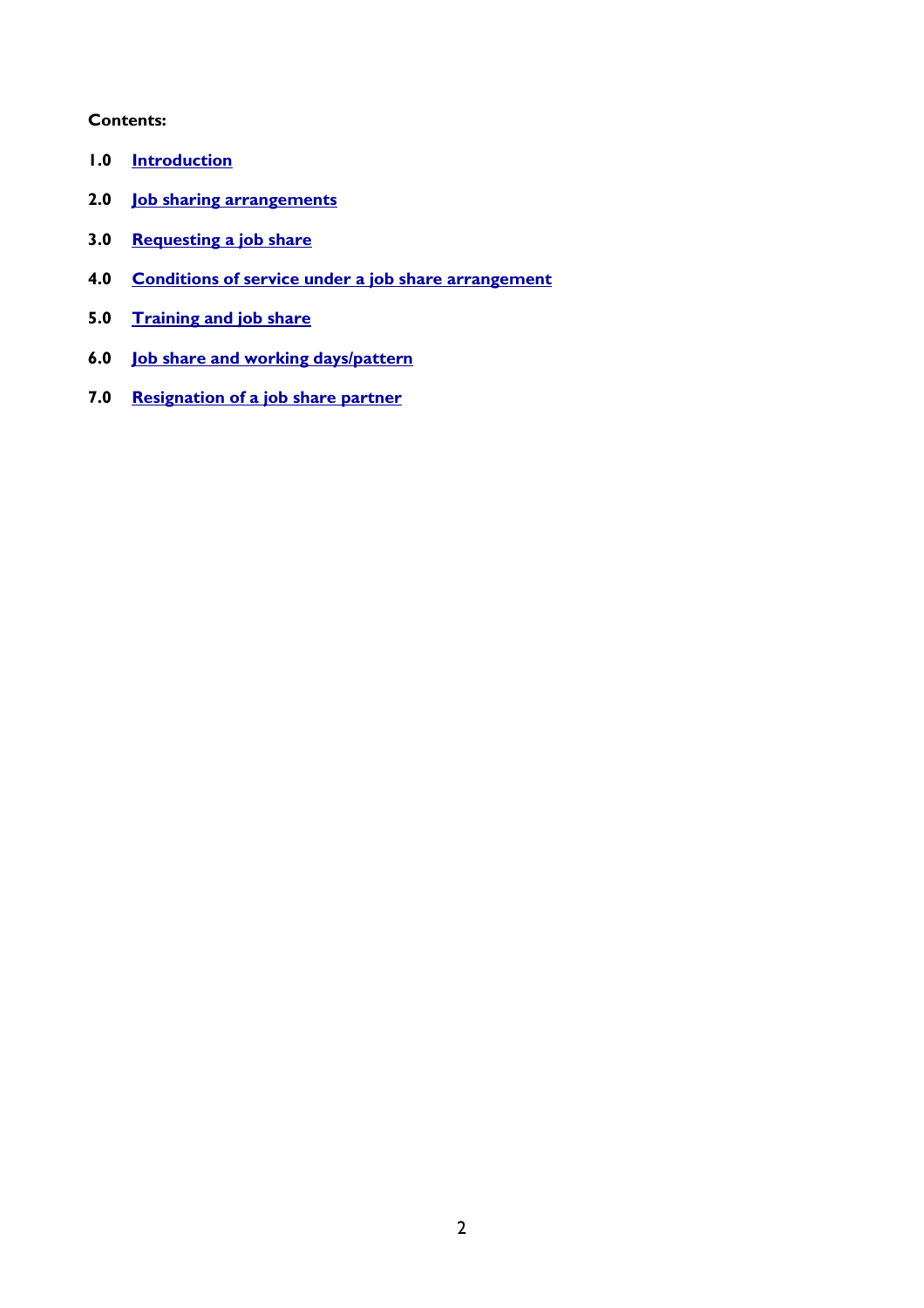**Contents:**

1.0 Introduction

2.0 Job sharing arrangements

3.0 Requesting a job share

4.0 Conditions of service under a job share arrangement

5.0 Training and job share

6.0 Job share and working days/pattern

7.0 Resignation of a job share partner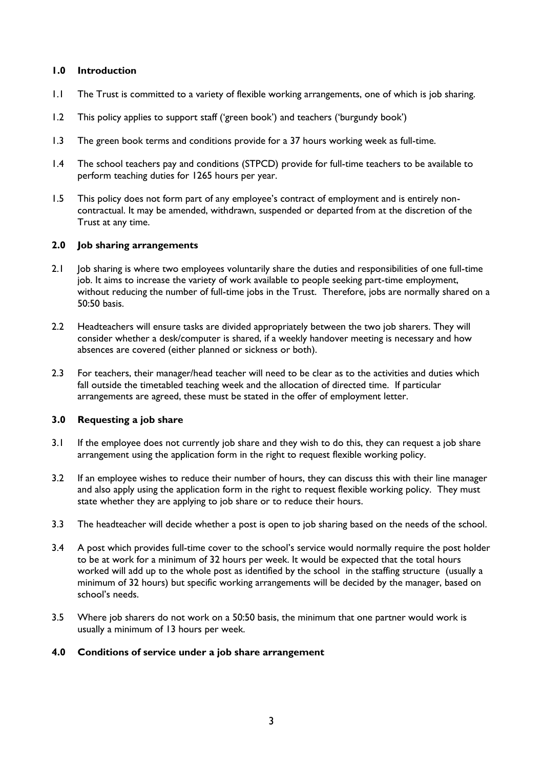## 1.0 Introduction

1.1 The Trust is committed to a variety of flexible working arrangements, one of which is job sharing.

1.2 This policy applies to support staff ('green book') and teachers ('burgundy book')

1.3 The green book terms and conditions provide for a 37 hours working week as full-time.

1.4 The school teachers pay and conditions (STPCD) provide for full-time teachers to be available to perform teaching duties for 1265 hours per year.

1.5 This policy does not form part of any employee's contract of employment and is entirely non-contractual. It may be amended, withdrawn, suspended or departed from at the discretion of the Trust at any time.

## 2.0 Job sharing arrangements

2.1 Job sharing is where two employees voluntarily share the duties and responsibilities of one full-time job. It aims to increase the variety of work available to people seeking part-time employment, without reducing the number of full-time jobs in the Trust. Therefore, jobs are normally shared on a 50:50 basis.

2.2 Headteachers will ensure tasks are divided appropriately between the two job sharers. They will consider whether a desk/computer is shared, if a weekly handover meeting is necessary and how absences are covered (either planned or sickness or both).

2.3 For teachers, their manager/head teacher will need to be clear as to the activities and duties which fall outside the timetabled teaching week and the allocation of directed time. If particular arrangements are agreed, these must be stated in the offer of employment letter.

## 3.0 Requesting a job share

3.1 If the employee does not currently job share and they wish to do this, they can request a job share arrangement using the application form in the right to request flexible working policy.

3.2 If an employee wishes to reduce their number of hours, they can discuss this with their line manager and also apply using the application form in the right to request flexible working policy. They must state whether they are applying to job share or to reduce their hours.

3.3 The headteacher will decide whether a post is open to job sharing based on the needs of the school.

3.4 A post which provides full-time cover to the school's service would normally require the post holder to be at work for a minimum of 32 hours per week. It would be expected that the total hours worked will add up to the whole post as identified by the school in the staffing structure (usually a minimum of 32 hours) but specific working arrangements will be decided by the manager, based on school's needs.

3.5 Where job sharers do not work on a 50:50 basis, the minimum that one partner would work is usually a minimum of 13 hours per week.

## 4.0 Conditions of service under a job share arrangement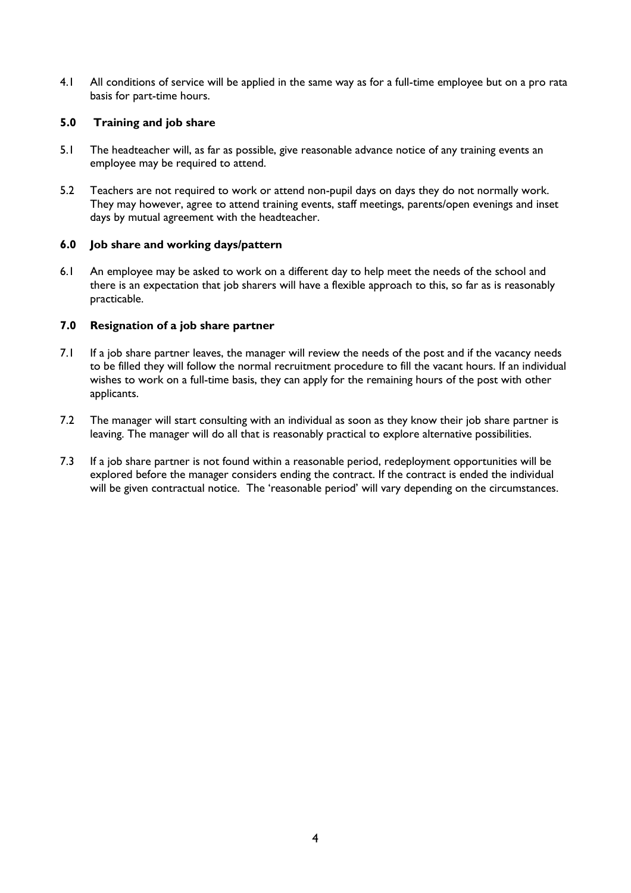4.1 All conditions of service will be applied in the same way as for a full-time employee but on a pro rata basis for part-time hours.

## 5.0 Training and job share

5.1 The headteacher will, as far as possible, give reasonable advance notice of any training events an employee may be required to attend.

5.2 Teachers are not required to work or attend non-pupil days on days they do not normally work. They may however, agree to attend training events, staff meetings, parents/open evenings and inset days by mutual agreement with the headteacher.

## 6.0 Job share and working days/pattern

6.1 An employee may be asked to work on a different day to help meet the needs of the school and there is an expectation that job sharers will have a flexible approach to this, so far as is reasonably practicable.

## 7.0 Resignation of a job share partner

7.1 If a job share partner leaves, the manager will review the needs of the post and if the vacancy needs to be filled they will follow the normal recruitment procedure to fill the vacant hours. If an individual wishes to work on a full-time basis, they can apply for the remaining hours of the post with other applicants.

7.2 The manager will start consulting with an individual as soon as they know their job share partner is leaving. The manager will do all that is reasonably practical to explore alternative possibilities.

7.3 If a job share partner is not found within a reasonable period, redeployment opportunities will be explored before the manager considers ending the contract. If the contract is ended the individual will be given contractual notice. The 'reasonable period' will vary depending on the circumstances.